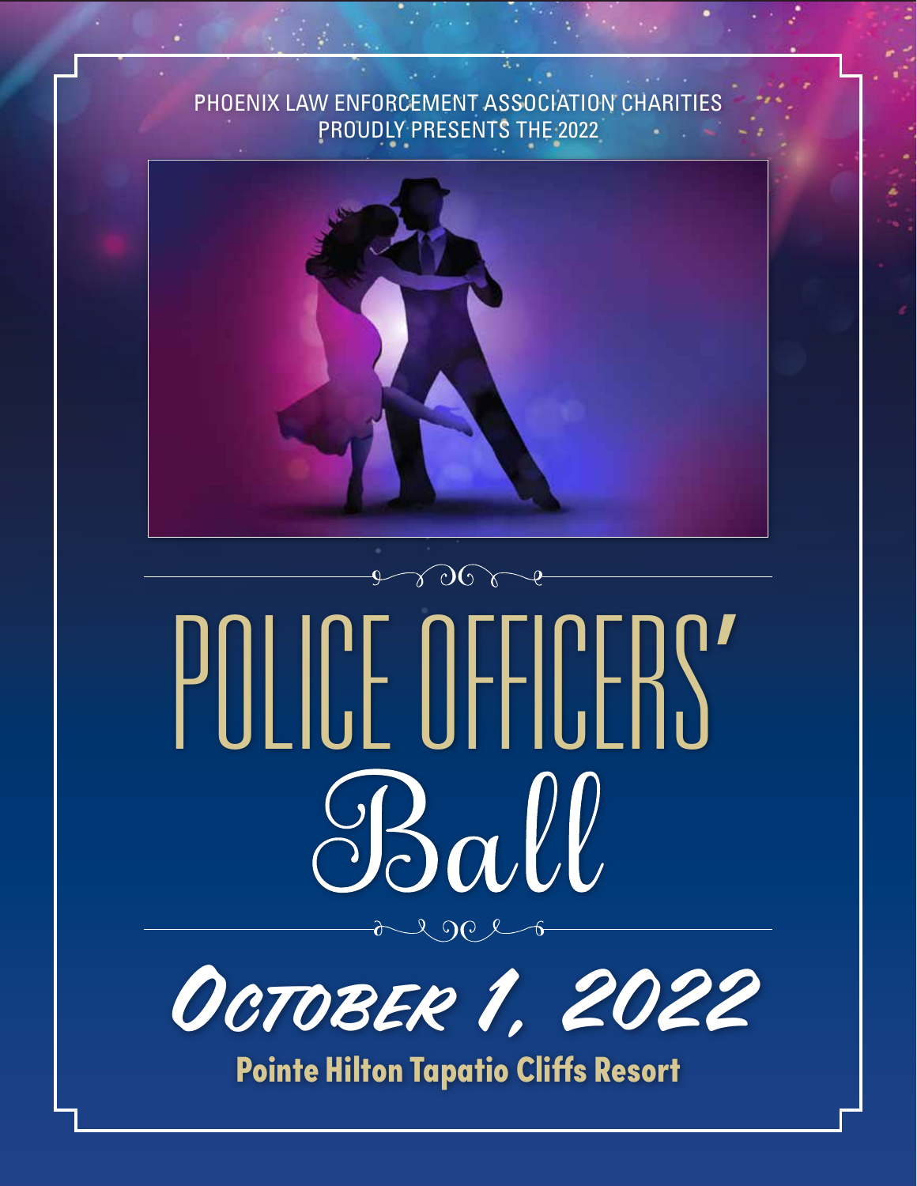PHOENIX LAW ENFORCEMENT ASSOCIATION CHARITIES
PROUDLY PRESENTS THE 2022

# POLICE OFFICERS' Ball

## October 1, 2022

**Pointe Hilton Tapatio Cliffs Resort**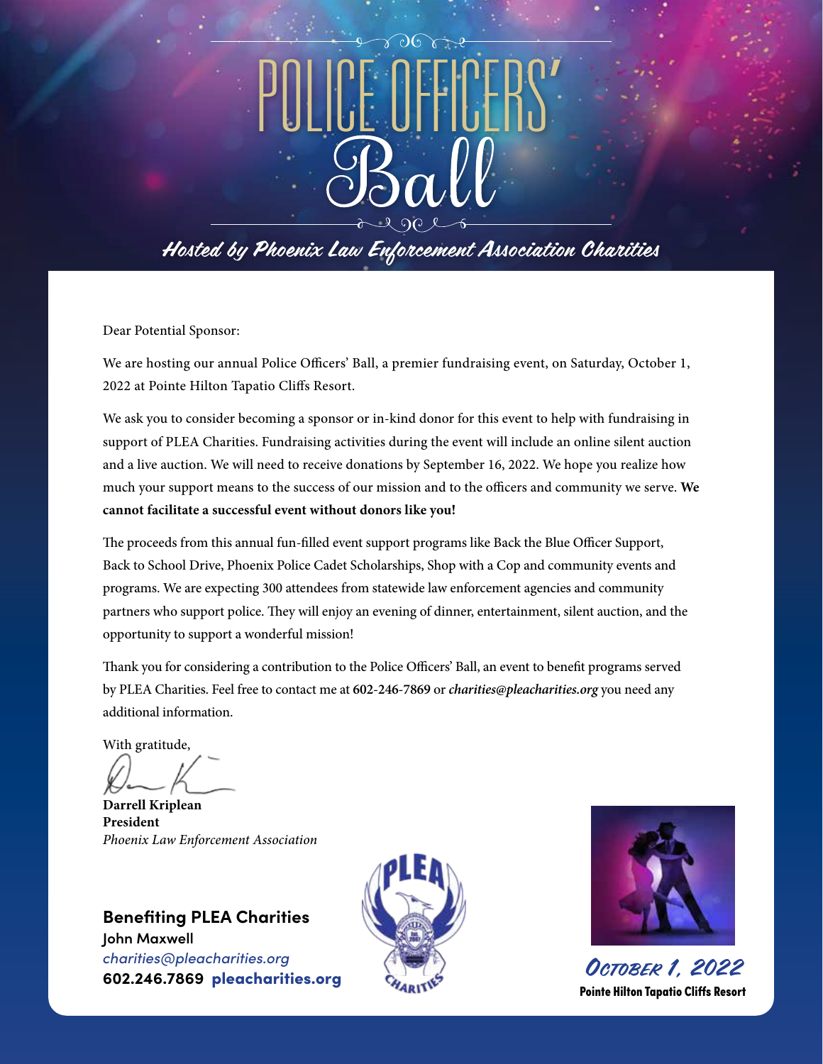# POLICE OFFICERS' Ball

*Hosted by Phoenix Law Enforcement Association Charities*

Dear Potential Sponsor:

We are hosting our annual Police Officers' Ball, a premier fundraising event, on Saturday, October 1, 2022 at Pointe Hilton Tapatio Cliffs Resort.

We ask you to consider becoming a sponsor or in-kind donor for this event to help with fundraising in support of PLEA Charities. Fundraising activities during the event will include an online silent auction and a live auction. We will need to receive donations by September 16, 2022. We hope you realize how much your support means to the success of our mission and to the officers and community we serve. **We cannot facilitate a successful event without donors like you!**

The proceeds from this annual fun-filled event support programs like Back the Blue Officer Support, Back to School Drive, Phoenix Police Cadet Scholarships, Shop with a Cop and community events and programs. We are expecting 300 attendees from statewide law enforcement agencies and community partners who support police. They will enjoy an evening of dinner, entertainment, silent auction, and the opportunity to support a wonderful mission!

Thank you for considering a contribution to the Police Officers' Ball, an event to benefit programs served by PLEA Charities. Feel free to contact me at **602-246-7869** or ***charities@pleacharities.org*** you need any additional information.

With gratitude,

**Darrell Kriplean**
**President**
*Phoenix Law Enforcement Association*

**Benefiting PLEA Charities**
**John Maxwell**
*charities@pleacharities.org*
**602.246.7869 pleacharities.org**

*October 1, 2022*
**Pointe Hilton Tapatio Cliffs Resort**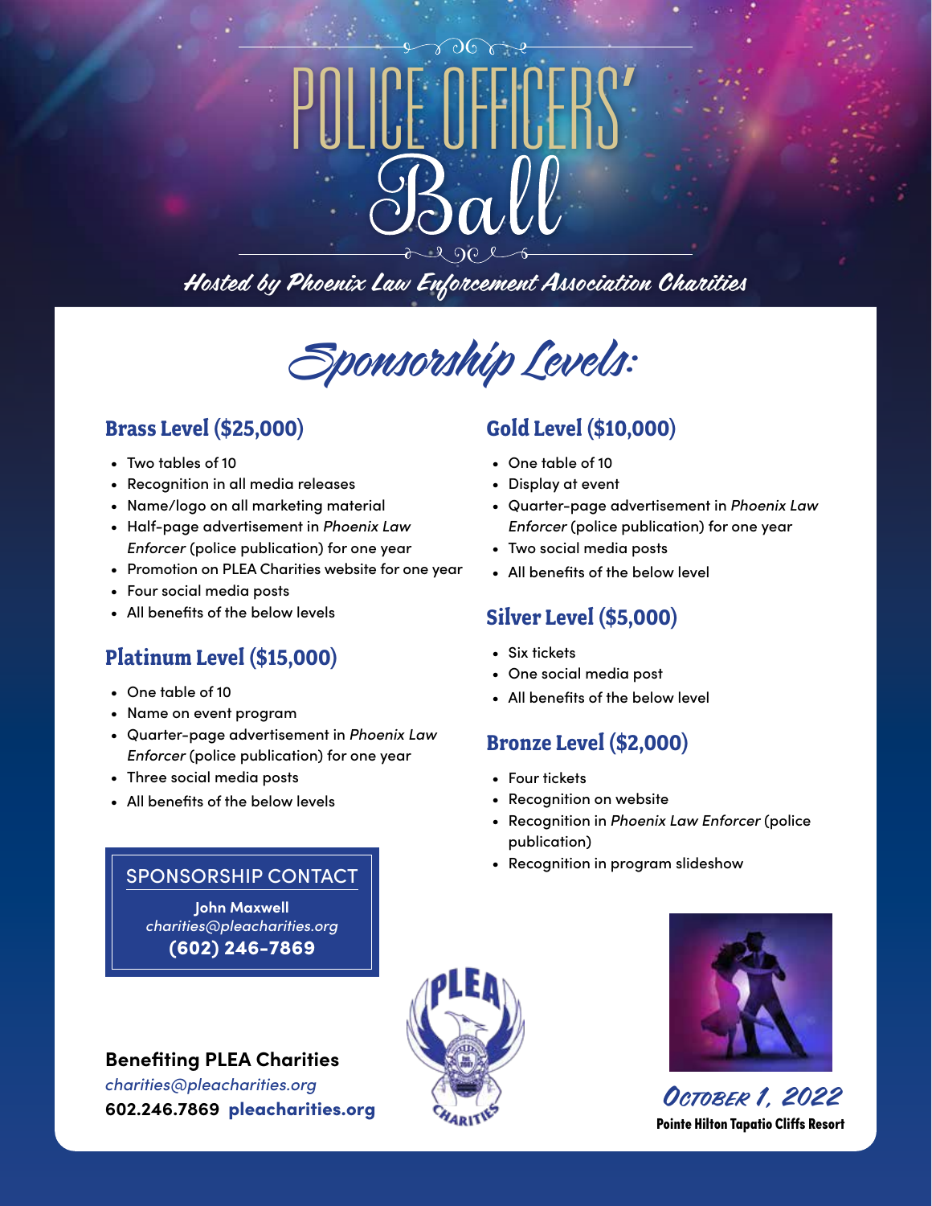# POLICE OFFICERS' Ball

*Hosted by Phoenix Law Enforcement Association Charities*

## Sponsorship Levels:

### Brass Level ($25,000)

- Two tables of 10
- Recognition in all media releases
- Name/logo on all marketing material
- Half-page advertisement in *Phoenix Law Enforcer* (police publication) for one year
- Promotion on PLEA Charities website for one year
- Four social media posts
- All benefits of the below levels

### Platinum Level ($15,000)

- One table of 10
- Name on event program
- Quarter-page advertisement in *Phoenix Law Enforcer* (police publication) for one year
- Three social media posts
- All benefits of the below levels

### Gold Level ($10,000)

- One table of 10
- Display at event
- Quarter-page advertisement in *Phoenix Law Enforcer* (police publication) for one year
- Two social media posts
- All benefits of the below level

### Silver Level ($5,000)

- Six tickets
- One social media post
- All benefits of the below level

### Bronze Level ($2,000)

- Four tickets
- Recognition on website
- Recognition in *Phoenix Law Enforcer* (police publication)
- Recognition in program slideshow

SPONSORSHIP CONTACT

**John Maxwell**
*charities@pleacharities.org*
**(602) 246-7869**

**Benefiting PLEA Charities**
*charities@pleacharities.org*
**602.246.7869 pleacharities.org**

*October 1, 2022*
**Pointe Hilton Tapatio Cliffs Resort**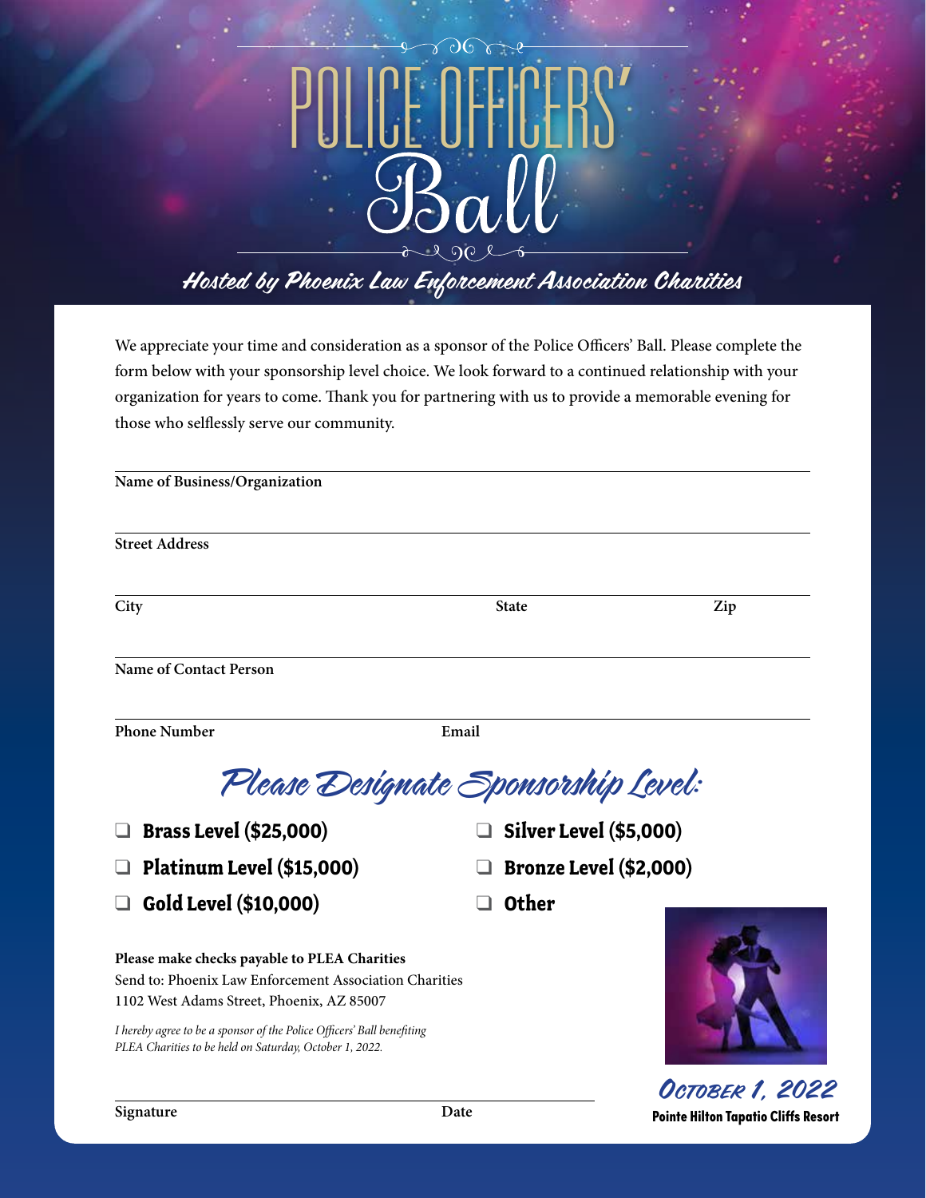# POLICE OFFICERS' Ball

*Hosted by Phoenix Law Enforcement Association Charities*

We appreciate your time and consideration as a sponsor of the Police Officers' Ball. Please complete the form below with your sponsorship level choice. We look forward to a continued relationship with your organization for years to come. Thank you for partnering with us to provide a memorable evening for those who selflessly serve our community.

**Name of Business/Organization**

**Street Address**

**City** **State** **Zip**

**Name of Contact Person**

**Phone Number** **Email**

## Please Designate Sponsorship Level:

- ❑ **Brass Level ($25,000)**
- ❑ **Platinum Level ($15,000)**
- ❑ **Gold Level ($10,000)**
- ❑ **Silver Level ($5,000)**
- ❑ **Bronze Level ($2,000)**
- ❑ **Other**

**Please make checks payable to PLEA Charities**
Send to: Phoenix Law Enforcement Association Charities
1102 West Adams Street, Phoenix, AZ 85007

*I hereby agree to be a sponsor of the Police Officers' Ball benefiting PLEA Charities to be held on Saturday, October 1, 2022.*

**Signature** **Date**

**October 1, 2022**
**Pointe Hilton Tapatio Cliffs Resort**